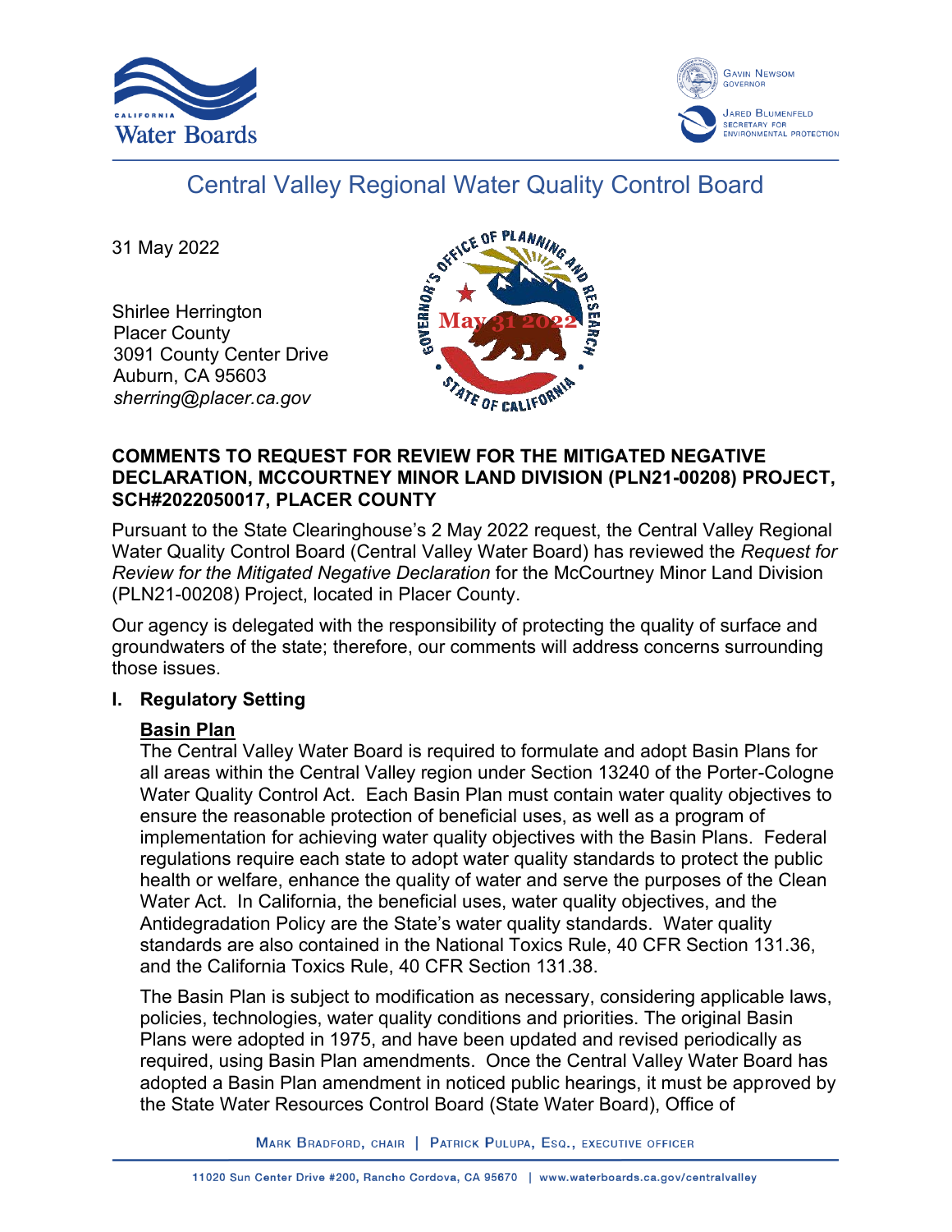# Central Valley Regional Water Quality Control Board

31 May 2022

Shirlee Herrington
Placer County
3091 County Center Drive
Auburn, CA 95603
*sherring@placer.ca.gov*

**COMMENTS TO REQUEST FOR REVIEW FOR THE MITIGATED NEGATIVE DECLARATION, MCCOURTNEY MINOR LAND DIVISION (PLN21-00208) PROJECT, SCH#2022050017, PLACER COUNTY**

Pursuant to the State Clearinghouse's 2 May 2022 request, the Central Valley Regional Water Quality Control Board (Central Valley Water Board) has reviewed the *Request for Review for the Mitigated Negative Declaration* for the McCourtney Minor Land Division (PLN21-00208) Project, located in Placer County.

Our agency is delegated with the responsibility of protecting the quality of surface and groundwaters of the state; therefore, our comments will address concerns surrounding those issues.

## I. Regulatory Setting

### Basin Plan

The Central Valley Water Board is required to formulate and adopt Basin Plans for all areas within the Central Valley region under Section 13240 of the Porter-Cologne Water Quality Control Act. Each Basin Plan must contain water quality objectives to ensure the reasonable protection of beneficial uses, as well as a program of implementation for achieving water quality objectives with the Basin Plans. Federal regulations require each state to adopt water quality standards to protect the public health or welfare, enhance the quality of water and serve the purposes of the Clean Water Act. In California, the beneficial uses, water quality objectives, and the Antidegradation Policy are the State's water quality standards. Water quality standards are also contained in the National Toxics Rule, 40 CFR Section 131.36, and the California Toxics Rule, 40 CFR Section 131.38.

The Basin Plan is subject to modification as necessary, considering applicable laws, policies, technologies, water quality conditions and priorities. The original Basin Plans were adopted in 1975, and have been updated and revised periodically as required, using Basin Plan amendments. Once the Central Valley Water Board has adopted a Basin Plan amendment in noticed public hearings, it must be approved by the State Water Resources Control Board (State Water Board), Office of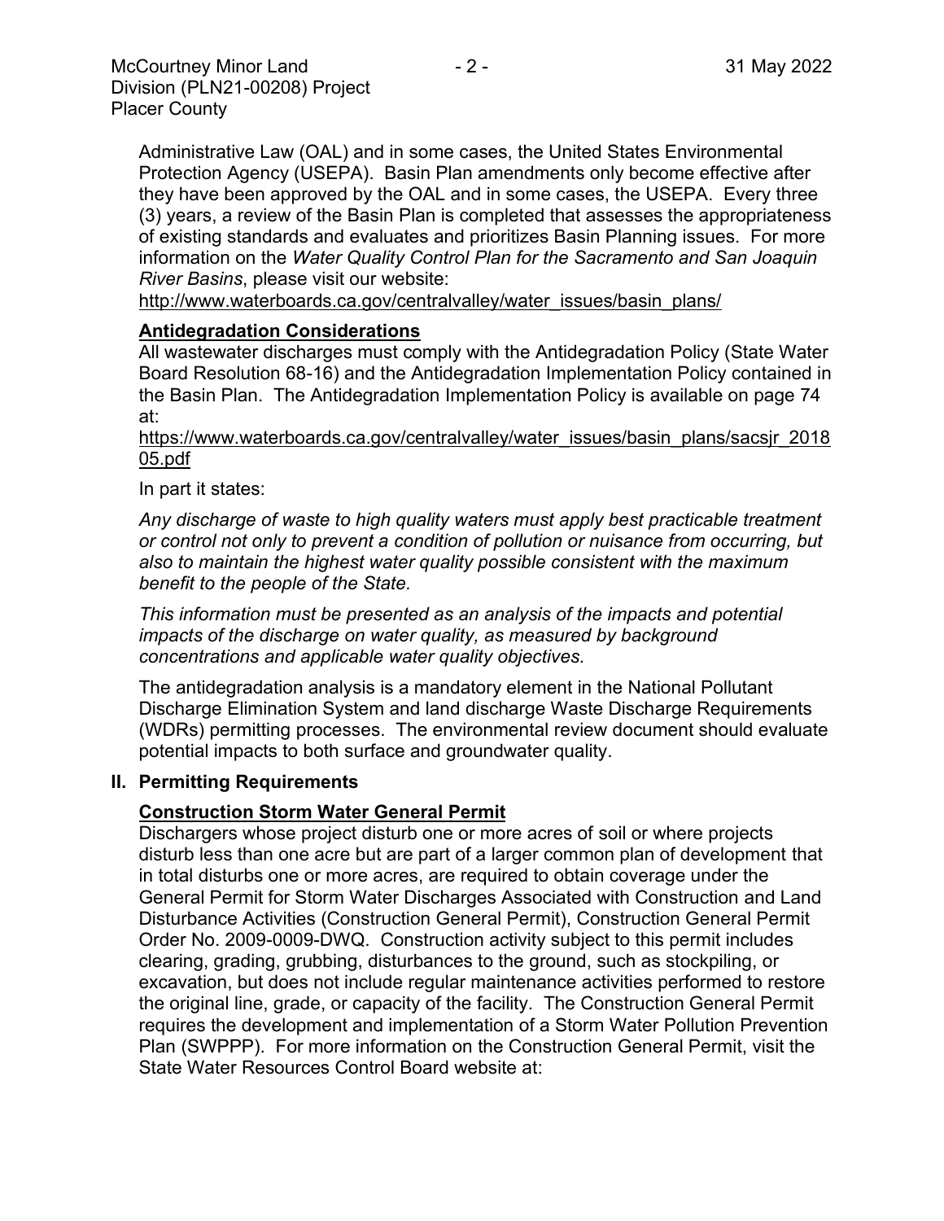Administrative Law (OAL) and in some cases, the United States Environmental Protection Agency (USEPA). Basin Plan amendments only become effective after they have been approved by the OAL and in some cases, the USEPA. Every three (3) years, a review of the Basin Plan is completed that assesses the appropriateness of existing standards and evaluates and prioritizes Basin Planning issues. For more information on the *Water Quality Control Plan for the Sacramento and San Joaquin River Basins*, please visit our website:

http://www.waterboards.ca.gov/centralvalley/water_issues/basin_plans/

**Antidegradation Considerations**

All wastewater discharges must comply with the Antidegradation Policy (State Water Board Resolution 68-16) and the Antidegradation Implementation Policy contained in the Basin Plan. The Antidegradation Implementation Policy is available on page 74 at:

https://www.waterboards.ca.gov/centralvalley/water_issues/basin_plans/sacsjr_201805.pdf

In part it states:

*Any discharge of waste to high quality waters must apply best practicable treatment or control not only to prevent a condition of pollution or nuisance from occurring, but also to maintain the highest water quality possible consistent with the maximum benefit to the people of the State.*

*This information must be presented as an analysis of the impacts and potential impacts of the discharge on water quality, as measured by background concentrations and applicable water quality objectives.*

The antidegradation analysis is a mandatory element in the National Pollutant Discharge Elimination System and land discharge Waste Discharge Requirements (WDRs) permitting processes. The environmental review document should evaluate potential impacts to both surface and groundwater quality.

## II. Permitting Requirements

**Construction Storm Water General Permit**

Dischargers whose project disturb one or more acres of soil or where projects disturb less than one acre but are part of a larger common plan of development that in total disturbs one or more acres, are required to obtain coverage under the General Permit for Storm Water Discharges Associated with Construction and Land Disturbance Activities (Construction General Permit), Construction General Permit Order No. 2009-0009-DWQ. Construction activity subject to this permit includes clearing, grading, grubbing, disturbances to the ground, such as stockpiling, or excavation, but does not include regular maintenance activities performed to restore the original line, grade, or capacity of the facility. The Construction General Permit requires the development and implementation of a Storm Water Pollution Prevention Plan (SWPPP). For more information on the Construction General Permit, visit the State Water Resources Control Board website at: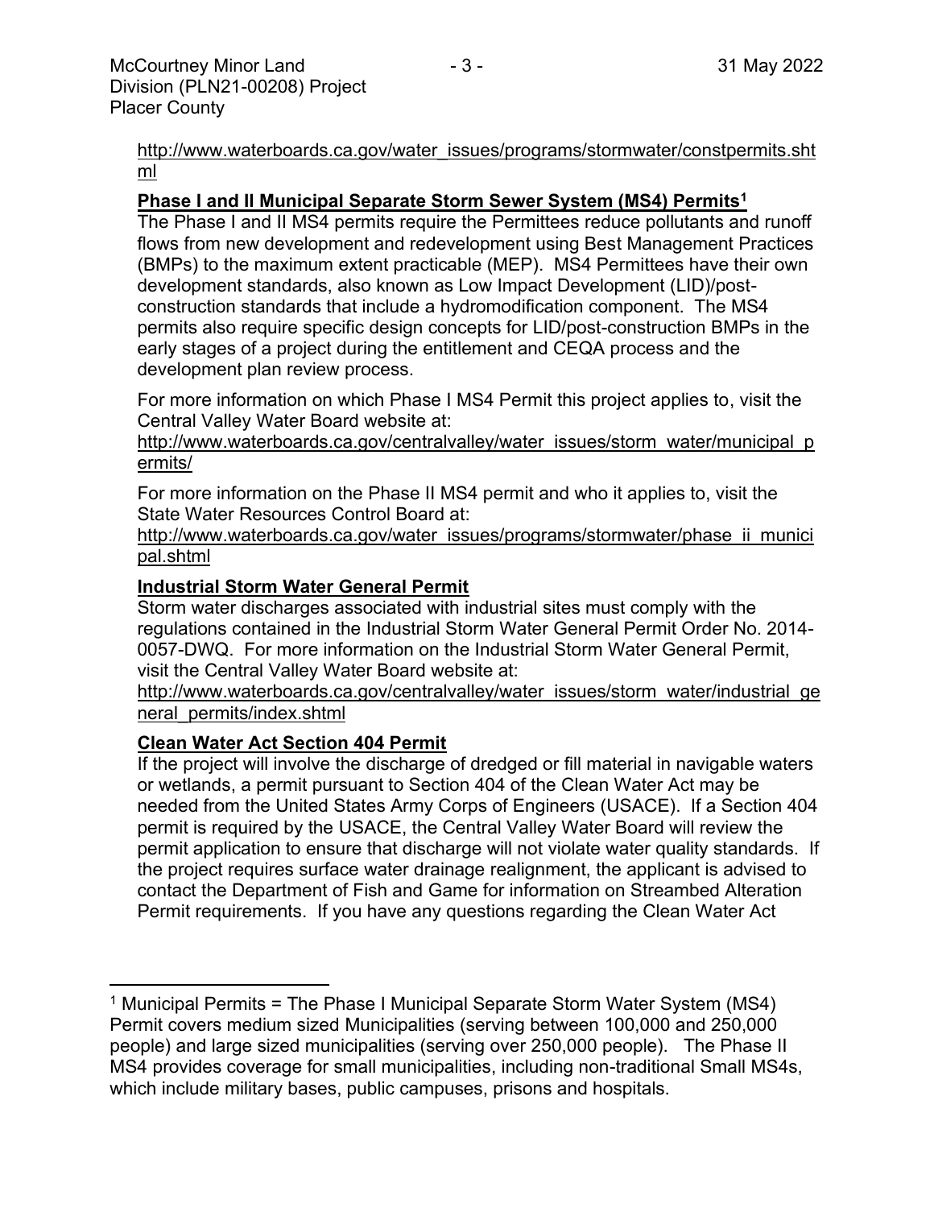http://www.waterboards.ca.gov/water_issues/programs/stormwater/constpermits.shtml

**Phase I and II Municipal Separate Storm Sewer System (MS4) Permits[1]**

The Phase I and II MS4 permits require the Permittees reduce pollutants and runoff flows from new development and redevelopment using Best Management Practices (BMPs) to the maximum extent practicable (MEP). MS4 Permittees have their own development standards, also known as Low Impact Development (LID)/post-construction standards that include a hydromodification component. The MS4 permits also require specific design concepts for LID/post-construction BMPs in the early stages of a project during the entitlement and CEQA process and the development plan review process.

For more information on which Phase I MS4 Permit this project applies to, visit the Central Valley Water Board website at:
http://www.waterboards.ca.gov/centralvalley/water_issues/storm_water/municipal_permits/

For more information on the Phase II MS4 permit and who it applies to, visit the State Water Resources Control Board at:
http://www.waterboards.ca.gov/water_issues/programs/stormwater/phase_ii_municipal.shtml

**Industrial Storm Water General Permit**

Storm water discharges associated with industrial sites must comply with the regulations contained in the Industrial Storm Water General Permit Order No. 2014-0057-DWQ. For more information on the Industrial Storm Water General Permit, visit the Central Valley Water Board website at:
http://www.waterboards.ca.gov/centralvalley/water_issues/storm_water/industrial_general_permits/index.shtml

**Clean Water Act Section 404 Permit**

If the project will involve the discharge of dredged or fill material in navigable waters or wetlands, a permit pursuant to Section 404 of the Clean Water Act may be needed from the United States Army Corps of Engineers (USACE). If a Section 404 permit is required by the USACE, the Central Valley Water Board will review the permit application to ensure that discharge will not violate water quality standards. If the project requires surface water drainage realignment, the applicant is advised to contact the Department of Fish and Game for information on Streambed Alteration Permit requirements. If you have any questions regarding the Clean Water Act

---

[1] Municipal Permits = The Phase I Municipal Separate Storm Water System (MS4) Permit covers medium sized Municipalities (serving between 100,000 and 250,000 people) and large sized municipalities (serving over 250,000 people). The Phase II MS4 provides coverage for small municipalities, including non-traditional Small MS4s, which include military bases, public campuses, prisons and hospitals.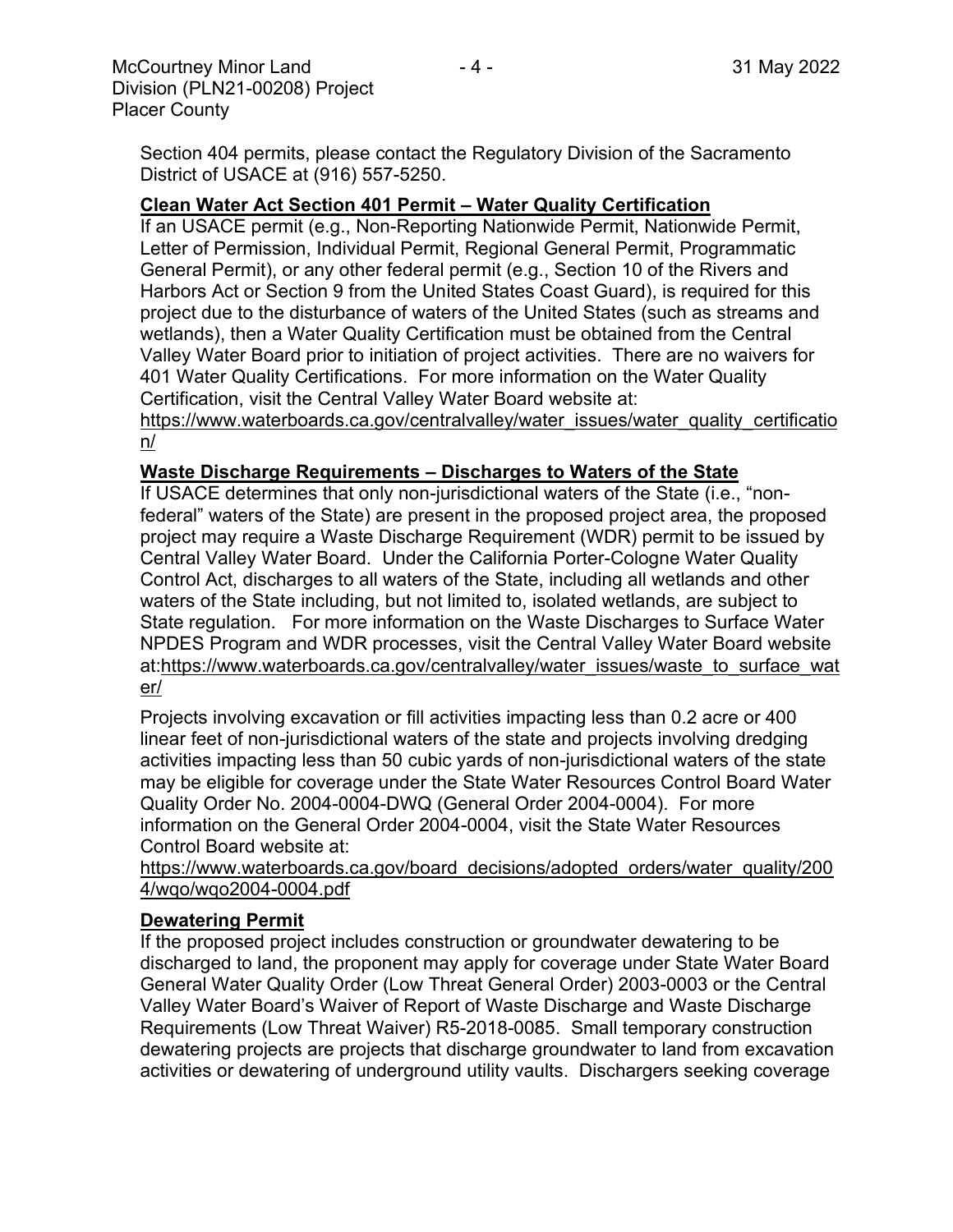Section 404 permits, please contact the Regulatory Division of the Sacramento District of USACE at (916) 557-5250.

**Clean Water Act Section 401 Permit – Water Quality Certification**

If an USACE permit (e.g., Non-Reporting Nationwide Permit, Nationwide Permit, Letter of Permission, Individual Permit, Regional General Permit, Programmatic General Permit), or any other federal permit (e.g., Section 10 of the Rivers and Harbors Act or Section 9 from the United States Coast Guard), is required for this project due to the disturbance of waters of the United States (such as streams and wetlands), then a Water Quality Certification must be obtained from the Central Valley Water Board prior to initiation of project activities. There are no waivers for 401 Water Quality Certifications. For more information on the Water Quality Certification, visit the Central Valley Water Board website at: https://www.waterboards.ca.gov/centralvalley/water_issues/water_quality_certification/

**Waste Discharge Requirements – Discharges to Waters of the State**

If USACE determines that only non-jurisdictional waters of the State (i.e., "non-federal" waters of the State) are present in the proposed project area, the proposed project may require a Waste Discharge Requirement (WDR) permit to be issued by Central Valley Water Board. Under the California Porter-Cologne Water Quality Control Act, discharges to all waters of the State, including all wetlands and other waters of the State including, but not limited to, isolated wetlands, are subject to State regulation. For more information on the Waste Discharges to Surface Water NPDES Program and WDR processes, visit the Central Valley Water Board website at:https://www.waterboards.ca.gov/centralvalley/water_issues/waste_to_surface_water/

Projects involving excavation or fill activities impacting less than 0.2 acre or 400 linear feet of non-jurisdictional waters of the state and projects involving dredging activities impacting less than 50 cubic yards of non-jurisdictional waters of the state may be eligible for coverage under the State Water Resources Control Board Water Quality Order No. 2004-0004-DWQ (General Order 2004-0004). For more information on the General Order 2004-0004, visit the State Water Resources Control Board website at: https://www.waterboards.ca.gov/board_decisions/adopted_orders/water_quality/2004/wqo/wqo2004-0004.pdf

**Dewatering Permit**

If the proposed project includes construction or groundwater dewatering to be discharged to land, the proponent may apply for coverage under State Water Board General Water Quality Order (Low Threat General Order) 2003-0003 or the Central Valley Water Board's Waiver of Report of Waste Discharge and Waste Discharge Requirements (Low Threat Waiver) R5-2018-0085. Small temporary construction dewatering projects are projects that discharge groundwater to land from excavation activities or dewatering of underground utility vaults. Dischargers seeking coverage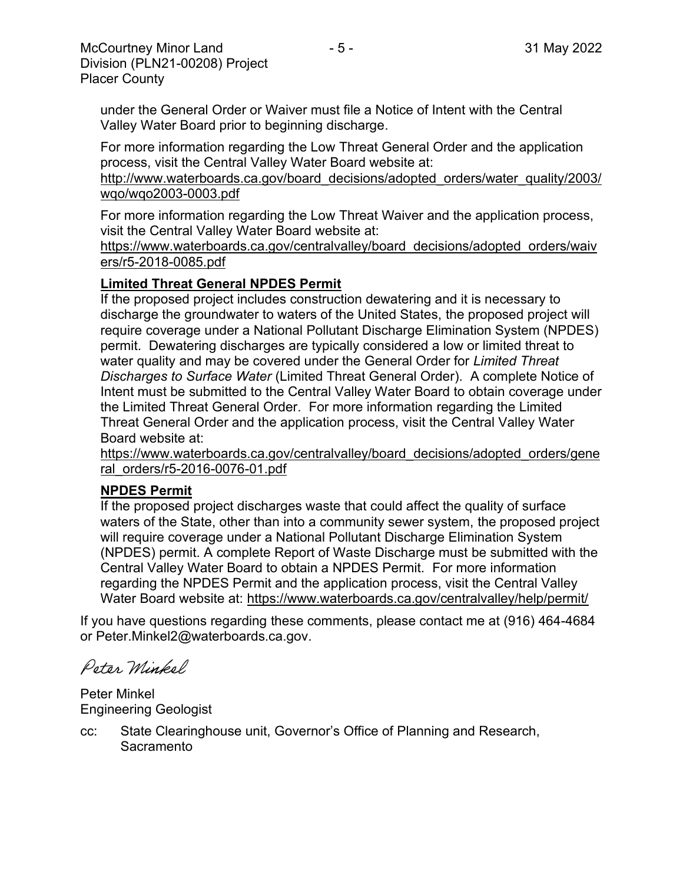under the General Order or Waiver must file a Notice of Intent with the Central Valley Water Board prior to beginning discharge.

For more information regarding the Low Threat General Order and the application process, visit the Central Valley Water Board website at: http://www.waterboards.ca.gov/board_decisions/adopted_orders/water_quality/2003/wqo/wqo2003-0003.pdf

For more information regarding the Low Threat Waiver and the application process, visit the Central Valley Water Board website at: https://www.waterboards.ca.gov/centralvalley/board_decisions/adopted_orders/waivers/r5-2018-0085.pdf

**Limited Threat General NPDES Permit**

If the proposed project includes construction dewatering and it is necessary to discharge the groundwater to waters of the United States, the proposed project will require coverage under a National Pollutant Discharge Elimination System (NPDES) permit. Dewatering discharges are typically considered a low or limited threat to water quality and may be covered under the General Order for *Limited Threat Discharges to Surface Water* (Limited Threat General Order). A complete Notice of Intent must be submitted to the Central Valley Water Board to obtain coverage under the Limited Threat General Order. For more information regarding the Limited Threat General Order and the application process, visit the Central Valley Water Board website at: https://www.waterboards.ca.gov/centralvalley/board_decisions/adopted_orders/general_orders/r5-2016-0076-01.pdf

**NPDES Permit**

If the proposed project discharges waste that could affect the quality of surface waters of the State, other than into a community sewer system, the proposed project will require coverage under a National Pollutant Discharge Elimination System (NPDES) permit. A complete Report of Waste Discharge must be submitted with the Central Valley Water Board to obtain a NPDES Permit. For more information regarding the NPDES Permit and the application process, visit the Central Valley Water Board website at: https://www.waterboards.ca.gov/centralvalley/help/permit/

If you have questions regarding these comments, please contact me at (916) 464-4684 or Peter.Minkel2@waterboards.ca.gov.

*Peter Minkel*

Peter Minkel
Engineering Geologist

cc: State Clearinghouse unit, Governor's Office of Planning and Research, Sacramento